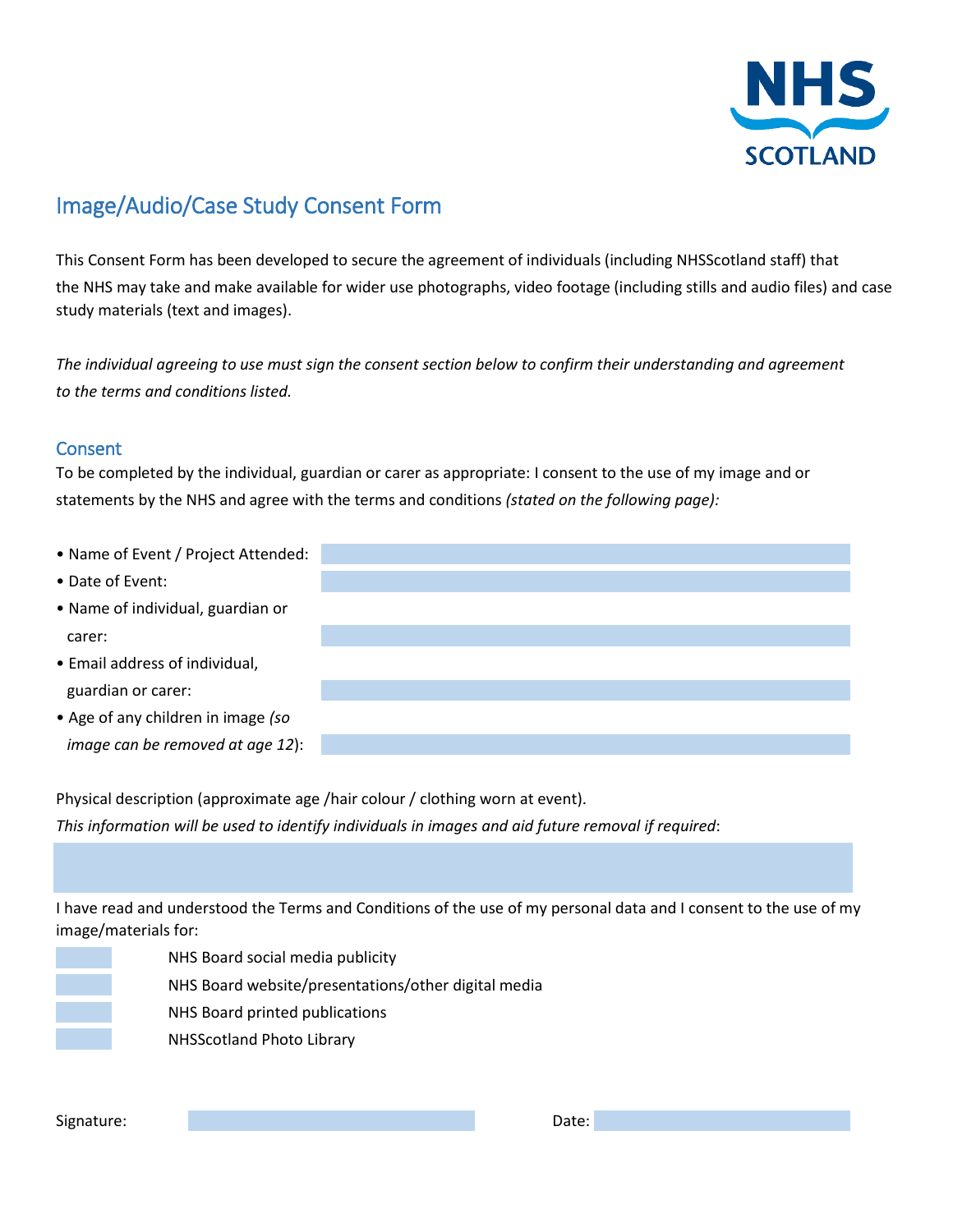NHS SCOTLAND

# Image/Audio/Case Study Consent Form

This Consent Form has been developed to secure the agreement of individuals (including NHSScotland staff) that the NHS may take and make available for wider use photographs, video footage (including stills and audio files) and case study materials (text and images).

*The individual agreeing to use must sign the consent section below to confirm their understanding and agreement to the terms and conditions listed.*

## Consent

To be completed by the individual, guardian or carer as appropriate: I consent to the use of my image and or statements by the NHS and agree with the terms and conditions *(stated on the following page):*

- Name of Event / Project Attended:
- Date of Event:
- Name of individual, guardian or carer:
- Email address of individual, guardian or carer:
- Age of any children in image *(so image can be removed at age 12)*:

Physical description (approximate age /hair colour / clothing worn at event).
*This information will be used to identify individuals in images and aid future removal if required*:

I have read and understood the Terms and Conditions of the use of my personal data and I consent to the use of my image/materials for:

- [ ] NHS Board social media publicity
- [ ] NHS Board website/presentations/other digital media
- [ ] NHS Board printed publications
- [ ] NHSScotland Photo Library

Signature: Date: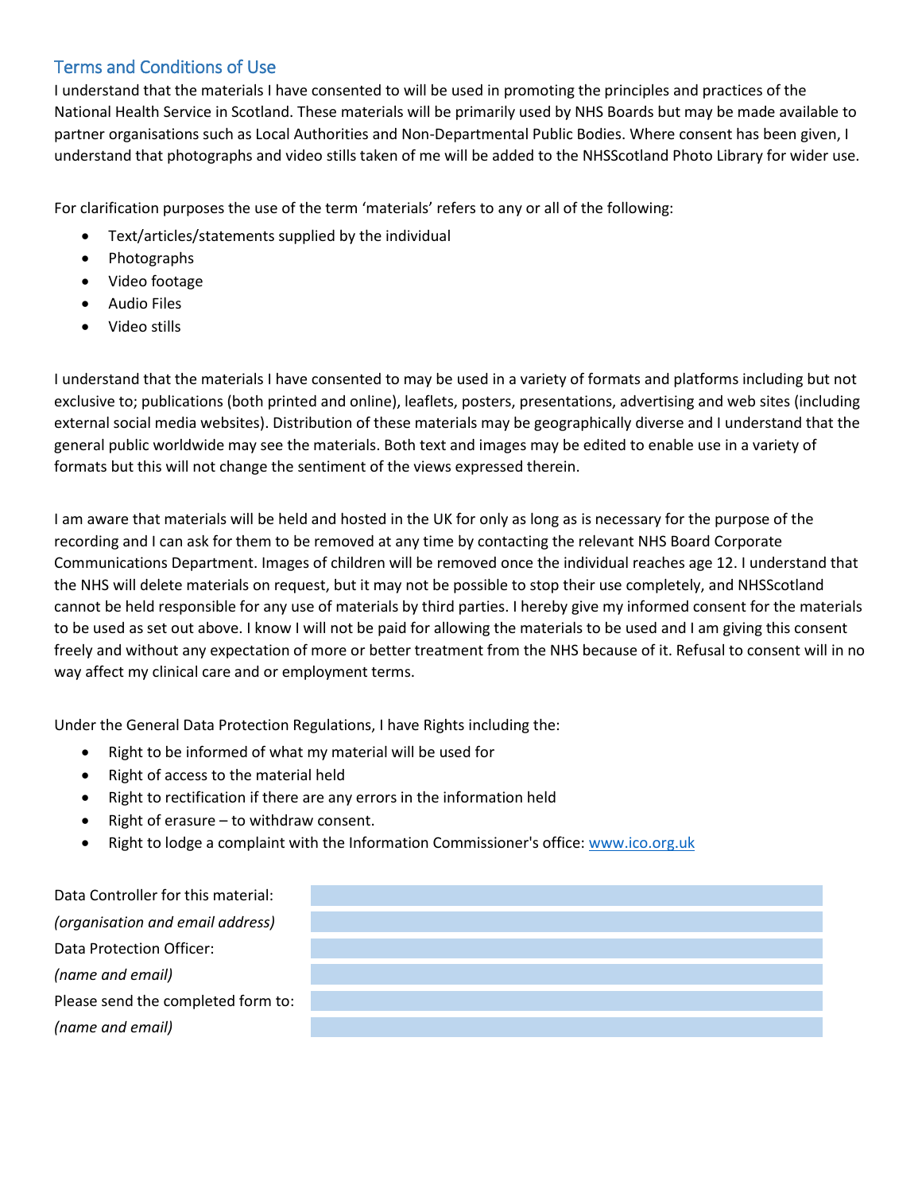## Terms and Conditions of Use

I understand that the materials I have consented to will be used in promoting the principles and practices of the National Health Service in Scotland. These materials will be primarily used by NHS Boards but may be made available to partner organisations such as Local Authorities and Non-Departmental Public Bodies. Where consent has been given, I understand that photographs and video stills taken of me will be added to the NHSScotland Photo Library for wider use.

For clarification purposes the use of the term 'materials' refers to any or all of the following:

- Text/articles/statements supplied by the individual
- Photographs
- Video footage
- Audio Files
- Video stills

I understand that the materials I have consented to may be used in a variety of formats and platforms including but not exclusive to; publications (both printed and online), leaflets, posters, presentations, advertising and web sites (including external social media websites). Distribution of these materials may be geographically diverse and I understand that the general public worldwide may see the materials. Both text and images may be edited to enable use in a variety of formats but this will not change the sentiment of the views expressed therein.

I am aware that materials will be held and hosted in the UK for only as long as is necessary for the purpose of the recording and I can ask for them to be removed at any time by contacting the relevant NHS Board Corporate Communications Department. Images of children will be removed once the individual reaches age 12. I understand that the NHS will delete materials on request, but it may not be possible to stop their use completely, and NHSScotland cannot be held responsible for any use of materials by third parties. I hereby give my informed consent for the materials to be used as set out above. I know I will not be paid for allowing the materials to be used and I am giving this consent freely and without any expectation of more or better treatment from the NHS because of it. Refusal to consent will in no way affect my clinical care and or employment terms.

Under the General Data Protection Regulations, I have Rights including the:

- Right to be informed of what my material will be used for
- Right of access to the material held
- Right to rectification if there are any errors in the information held
- Right of erasure – to withdraw consent.
- Right to lodge a complaint with the Information Commissioner's office: www.ico.org.uk

| | |
|---|---|
| Data Controller for this material: | |
| *(organisation and email address)* | |
| Data Protection Officer: | |
| *(name and email)* | |
| Please send the completed form to: | |
| *(name and email)* | |